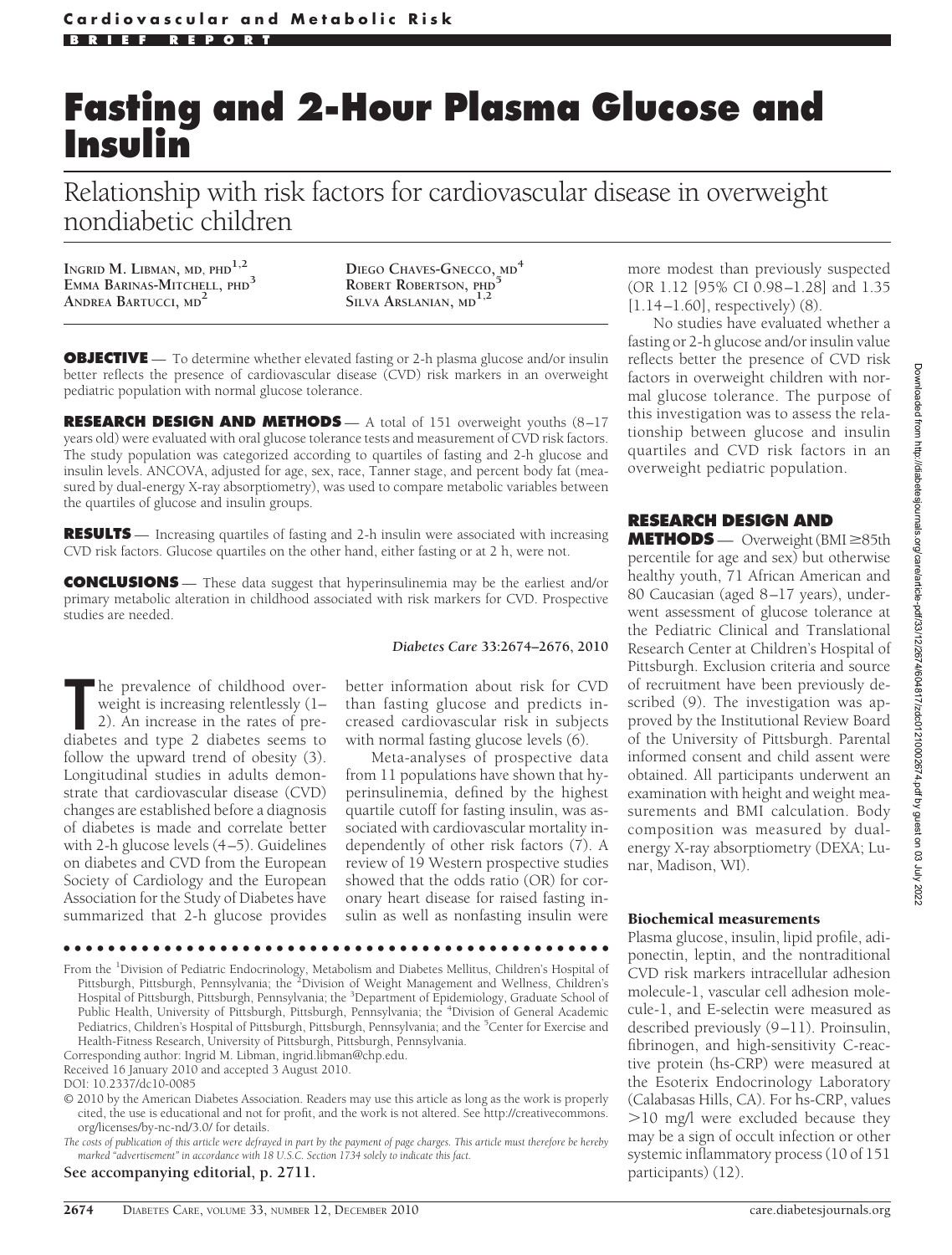# Fasting and 2-Hour Plasma Glucose and Insulin

Relationship with risk factors for cardiovascular disease in overweight nondiabetic children

INGRID M. LIBMAN, MD, PHD[1,2]
EMMA BARINAS-MITCHELL, PHD[3]
ANDREA BARTUCCI, MD[2]
DIEGO CHAVES-GNECCO, MD[4]
ROBERT ROBERTSON, PHD[5]
SILVA ARSLANIAN, MD[1,2]

**OBJECTIVE** — To determine whether elevated fasting or 2-h plasma glucose and/or insulin better reflects the presence of cardiovascular disease (CVD) risk markers in an overweight pediatric population with normal glucose tolerance.

**RESEARCH DESIGN AND METHODS** — A total of 151 overweight youths (8–17 years old) were evaluated with oral glucose tolerance tests and measurement of CVD risk factors. The study population was categorized according to quartiles of fasting and 2-h glucose and insulin levels. ANCOVA, adjusted for age, sex, race, Tanner stage, and percent body fat (measured by dual-energy X-ray absorptiometry), was used to compare metabolic variables between the quartiles of glucose and insulin groups.

**RESULTS** — Increasing quartiles of fasting and 2-h insulin were associated with increasing CVD risk factors. Glucose quartiles on the other hand, either fasting or at 2 h, were not.

**CONCLUSIONS** — These data suggest that hyperinsulinemia may be the earliest and/or primary metabolic alteration in childhood associated with risk markers for CVD. Prospective studies are needed.

*Diabetes Care* **33**:2674–2676, 2010

The prevalence of childhood overweight is increasing relentlessly (1–2). An increase in the rates of prediabetes and type 2 diabetes seems to follow the upward trend of obesity (3). Longitudinal studies in adults demonstrate that cardiovascular disease (CVD) changes are established before a diagnosis of diabetes is made and correlate better with 2-h glucose levels (4–5). Guidelines on diabetes and CVD from the European Society of Cardiology and the European Association for the Study of Diabetes have summarized that 2-h glucose provides better information about risk for CVD than fasting glucose and predicts increased cardiovascular risk in subjects with normal fasting glucose levels (6).

Meta-analyses of prospective data from 11 populations have shown that hyperinsulinemia, defined by the highest quartile cutoff for fasting insulin, was associated with cardiovascular mortality independently of other risk factors (7). A review of 19 Western prospective studies showed that the odds ratio (OR) for coronary heart disease for raised fasting insulin as well as nonfasting insulin were more modest than previously suspected (OR 1.12 [95% CI 0.98–1.28] and 1.35 [1.14–1.60], respectively) (8).

No studies have evaluated whether a fasting or 2-h glucose and/or insulin value reflects better the presence of CVD risk factors in overweight children with normal glucose tolerance. The purpose of this investigation was to assess the relationship between glucose and insulin quartiles and CVD risk factors in an overweight pediatric population.

## RESEARCH DESIGN AND METHODS

Overweight (BMI ≥85th percentile for age and sex) but otherwise healthy youth, 71 African American and 80 Caucasian (aged 8–17 years), underwent assessment of glucose tolerance at the Pediatric Clinical and Translational Research Center at Children's Hospital of Pittsburgh. Exclusion criteria and source of recruitment have been previously described (9). The investigation was approved by the Institutional Review Board of the University of Pittsburgh. Parental informed consent and child assent were obtained. All participants underwent an examination with height and weight measurements and BMI calculation. Body composition was measured by dual-energy X-ray absorptiometry (DEXA; Lunar, Madison, WI).

### Biochemical measurements

Plasma glucose, insulin, lipid profile, adiponectin, leptin, and the nontraditional CVD risk markers intracellular adhesion molecule-1, vascular cell adhesion molecule-1, and E-selectin were measured as described previously (9–11). Proinsulin, fibrinogen, and high-sensitivity C-reactive protein (hs-CRP) were measured at the Esoterix Endocrinology Laboratory (Calabasas Hills, CA). For hs-CRP, values >10 mg/l were excluded because they may be a sign of occult infection or other systemic inflammatory process (10 of 151 participants) (12).

From the [1]Division of Pediatric Endocrinology, Metabolism and Diabetes Mellitus, Children's Hospital of Pittsburgh, Pittsburgh, Pennsylvania; the [2]Division of Weight Management and Wellness, Children's Hospital of Pittsburgh, Pittsburgh, Pennsylvania; the [3]Department of Epidemiology, Graduate School of Public Health, University of Pittsburgh, Pittsburgh, Pennsylvania; the [4]Division of General Academic Pediatrics, Children's Hospital of Pittsburgh, Pittsburgh, Pennsylvania; and the [5]Center for Exercise and Health-Fitness Research, University of Pittsburgh, Pittsburgh, Pennsylvania.

Corresponding author: Ingrid M. Libman, ingrid.libman@chp.edu.

Received 16 January 2010 and accepted 3 August 2010.

DOI: 10.2337/dc10-0085

© 2010 by the American Diabetes Association. Readers may use this article as long as the work is properly cited, the use is educational and not for profit, and the work is not altered. See http://creativecommons.org/licenses/by-nc-nd/3.0/ for details.

*The costs of publication of this article were defrayed in part by the payment of page charges. This article must therefore be hereby marked "advertisement" in accordance with 18 U.S.C. Section 1734 solely to indicate this fact.*

**See accompanying editorial, p. 2711.**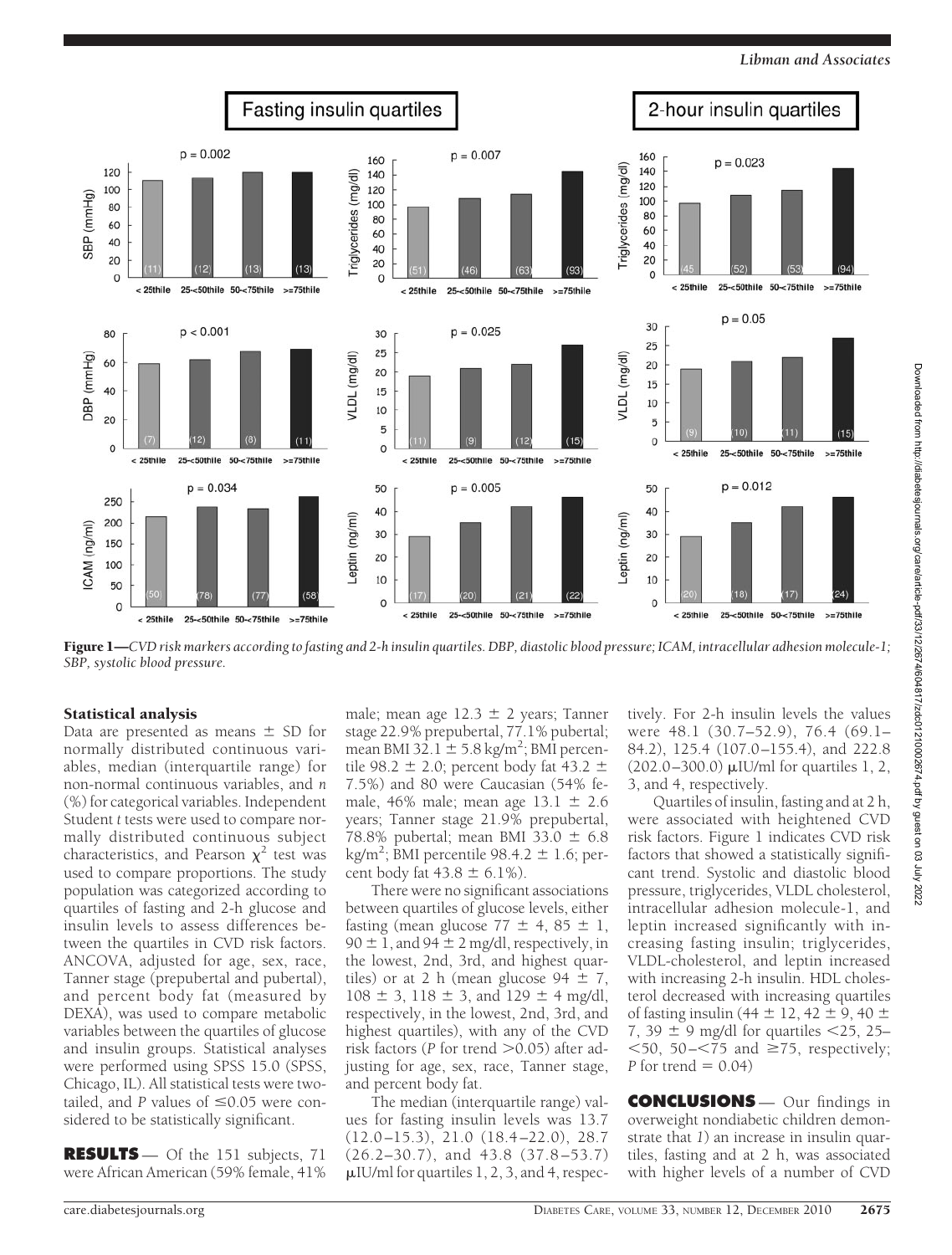**Figure 1**—*CVD risk markers according to fasting and 2-h insulin quartiles. DBP, diastolic blood pressure; ICAM, intracellular adhesion molecule-1; SBP, systolic blood pressure.*

### Statistical analysis

Data are presented as means ± SD for normally distributed continuous variables, median (interquartile range) for non-normal continuous variables, and *n* (%) for categorical variables. Independent Student *t* tests were used to compare normally distributed continuous subject characteristics, and Pearson $\chi^2$ test was used to compare proportions. The study population was categorized according to quartiles of fasting and 2-h glucose and insulin levels to assess differences between the quartiles in CVD risk factors. ANCOVA, adjusted for age, sex, race, Tanner stage (prepubertal and pubertal), and percent body fat (measured by DEXA), was used to compare metabolic variables between the quartiles of glucose and insulin groups. Statistical analyses were performed using SPSS 15.0 (SPSS, Chicago, IL). All statistical tests were two-tailed, and *P* values of ≤0.05 were considered to be statistically significant.

**RESULTS** — Of the 151 subjects, 71 were African American (59% female, 41% male; mean age 12.3 ± 2 years; Tanner stage 22.9% prepubertal, 77.1% pubertal; mean BMI 32.1 ± 5.8 kg/m$^2$; BMI percentile 98.2 ± 2.0; percent body fat 43.2 ± 7.5%) and 80 were Caucasian (54% female, 46% male; mean age 13.1 ± 2.6 years; Tanner stage 21.9% prepubertal, 78.8% pubertal; mean BMI 33.0 ± 6.8 kg/m$^2$; BMI percentile 98.4.2 ± 1.6; percent body fat 43.8 ± 6.1%).

There were no significant associations between quartiles of glucose levels, either fasting (mean glucose 77 ± 4, 85 ± 1, 90 ± 1, and 94 ± 2 mg/dl, respectively, in the lowest, 2nd, 3rd, and highest quartiles) or at 2 h (mean glucose 94 ± 7, 108 ± 3, 118 ± 3, and 129 ± 4 mg/dl, respectively, in the lowest, 2nd, 3rd, and highest quartiles), with any of the CVD risk factors (*P* for trend >0.05) after adjusting for age, sex, race, Tanner stage, and percent body fat.

The median (interquartile range) values for fasting insulin levels was 13.7 (12.0–15.3), 21.0 (18.4–22.0), 28.7 (26.2–30.7), and 43.8 (37.8–53.7) μIU/ml for quartiles 1, 2, 3, and 4, respectively. For 2-h insulin levels the values were 48.1 (30.7–52.9), 76.4 (69.1–84.2), 125.4 (107.0–155.4), and 222.8 (202.0–300.0) μIU/ml for quartiles 1, 2, 3, and 4, respectively.

Quartiles of insulin, fasting and at 2 h, were associated with heightened CVD risk factors. Figure 1 indicates CVD risk factors that showed a statistically significant trend. Systolic and diastolic blood pressure, triglycerides, VLDL cholesterol, intracellular adhesion molecule-1, and leptin increased significantly with increasing fasting insulin; triglycerides, VLDL-cholesterol, and leptin increased with increasing 2-h insulin. HDL cholesterol decreased with increasing quartiles of fasting insulin (44 ± 12, 42 ± 9, 40 ± 7, 39 ± 9 mg/dl for quartiles <25, 25–<50, 50–<75 and ≥75, respectively; *P* for trend = 0.04)

**CONCLUSIONS** — Our findings in overweight nondiabetic children demonstrate that *1*) an increase in insulin quartiles, fasting and at 2 h, was associated with higher levels of a number of CVD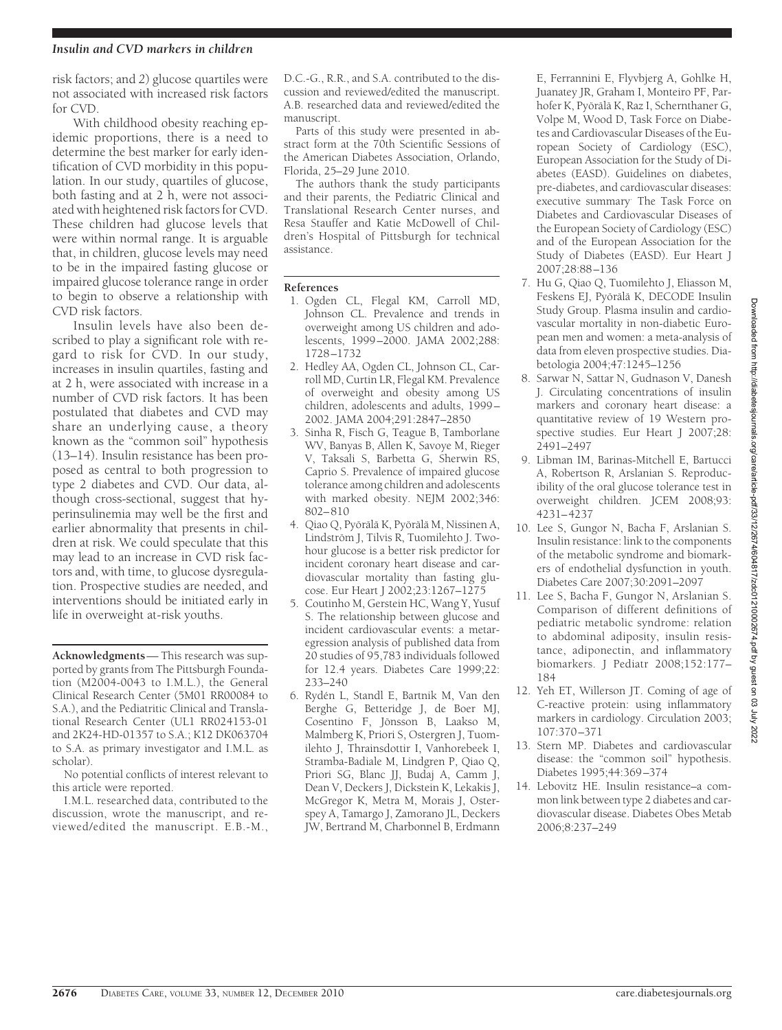risk factors; and 2) glucose quartiles were not associated with increased risk factors for CVD.

With childhood obesity reaching epidemic proportions, there is a need to determine the best marker for early identification of CVD morbidity in this population. In our study, quartiles of glucose, both fasting and at 2 h, were not associated with heightened risk factors for CVD. These children had glucose levels that were within normal range. It is arguable that, in children, glucose levels may need to be in the impaired fasting glucose or impaired glucose tolerance range in order to begin to observe a relationship with CVD risk factors.

Insulin levels have also been described to play a significant role with regard to risk for CVD. In our study, increases in insulin quartiles, fasting and at 2 h, were associated with increase in a number of CVD risk factors. It has been postulated that diabetes and CVD may share an underlying cause, a theory known as the "common soil" hypothesis (13–14). Insulin resistance has been proposed as central to both progression to type 2 diabetes and CVD. Our data, although cross-sectional, suggest that hyperinsulinemia may well be the first and earlier abnormality that presents in children at risk. We could speculate that this may lead to an increase in CVD risk factors and, with time, to glucose dysregulation. Prospective studies are needed, and interventions should be initiated early in life in overweight at-risk youths.

**Acknowledgments**— This research was supported by grants from The Pittsburgh Foundation (M2004-0043 to I.M.L.), the General Clinical Research Center (5M01 RR00084 to S.A.), and the Pediatritic Clinical and Translational Research Center (UL1 RR024153-01 and 2K24-HD-01357 to S.A.; K12 DK063704 to S.A. as primary investigator and I.M.L. as scholar).

No potential conflicts of interest relevant to this article were reported.

I.M.L. researched data, contributed to the discussion, wrote the manuscript, and reviewed/edited the manuscript. E.B.-M., D.C.-G., R.R., and S.A. contributed to the discussion and reviewed/edited the manuscript. A.B. researched data and reviewed/edited the manuscript.

Parts of this study were presented in abstract form at the 70th Scientific Sessions of the American Diabetes Association, Orlando, Florida, 25–29 June 2010.

The authors thank the study participants and their parents, the Pediatric Clinical and Translational Research Center nurses, and Resa Stauffer and Katie McDowell of Children's Hospital of Pittsburgh for technical assistance.

## References

1. Ogden CL, Flegal KM, Carroll MD, Johnson CL. Prevalence and trends in overweight among US children and adolescents, 1999–2000. JAMA 2002;288: 1728–1732
2. Hedley AA, Ogden CL, Johnson CL, Carroll MD, Curtin LR, Flegal KM. Prevalence of overweight and obesity among US children, adolescents and adults, 1999–2002. JAMA 2004;291:2847–2850
3. Sinha R, Fisch G, Teague B, Tamborlane WV, Banyas B, Allen K, Savoye M, Rieger V, Taksali S, Barbetta G, Sherwin RS, Caprio S. Prevalence of impaired glucose tolerance among children and adolescents with marked obesity. NEJM 2002;346: 802–810
4. Qiao Q, Pyörälä K, Pyörälä M, Nissinen A, Lindström J, Tilvis R, Tuomilehto J. Two-hour glucose is a better risk predictor for incident coronary heart disease and cardiovascular mortality than fasting glucose. Eur Heart J 2002;23:1267–1275
5. Coutinho M, Gerstein HC, Wang Y, Yusuf S. The relationship between glucose and incident cardiovascular events: a metaregression analysis of published data from 20 studies of 95,783 individuals followed for 12.4 years. Diabetes Care 1999;22: 233–240
6. Rydén L, Standl E, Bartnik M, Van den Berghe G, Betteridge J, de Boer MJ, Cosentino F, Jönsson B, Laakso M, Malmberg K, Priori S, Ostergren J, Tuomilehto J, Thrainsdottir I, Vanhorebeek I, Stramba-Badiale M, Lindgren P, Qiao Q, Priori SG, Blanc JJ, Budaj A, Camm J, Dean V, Deckers J, Dickstein K, Lekakis J, McGregor K, Metra M, Morais J, Osterspey A, Tamargo J, Zamorano JL, Deckers JW, Bertrand M, Charbonnel B, Erdmann E, Ferrannini E, Flyvbjerg A, Gohlke H, Juanatey JR, Graham I, Monteiro PF, Parhofer K, Pyörälä K, Raz I, Schernthaner G, Volpe M, Wood D, Task Force on Diabetes and Cardiovascular Diseases of the European Society of Cardiology (ESC), European Association for the Study of Diabetes (EASD). Guidelines on diabetes, pre-diabetes, and cardiovascular diseases: executive summary. The Task Force on Diabetes and Cardiovascular Diseases of the European Society of Cardiology (ESC) and of the European Association for the Study of Diabetes (EASD). Eur Heart J 2007;28:88–136
7. Hu G, Qiao Q, Tuomilehto J, Eliasson M, Feskens EJ, Pyörälä K, DECODE Insulin Study Group. Plasma insulin and cardiovascular mortality in non-diabetic European men and women: a meta-analysis of data from eleven prospective studies. Diabetologia 2004;47:1245–1256
8. Sarwar N, Sattar N, Gudnason V, Danesh J. Circulating concentrations of insulin markers and coronary heart disease: a quantitative review of 19 Western prospective studies. Eur Heart J 2007;28: 2491–2497
9. Libman IM, Barinas-Mitchell E, Bartucci A, Robertson R, Arslanian S. Reproducibility of the oral glucose tolerance test in overweight children. JCEM 2008;93: 4231–4237
10. Lee S, Gungor N, Bacha F, Arslanian S. Insulin resistance: link to the components of the metabolic syndrome and biomarkers of endothelial dysfunction in youth. Diabetes Care 2007;30:2091–2097
11. Lee S, Bacha F, Gungor N, Arslanian S. Comparison of different definitions of pediatric metabolic syndrome: relation to abdominal adiposity, insulin resistance, adiponectin, and inflammatory biomarkers. J Pediatr 2008;152:177–184
12. Yeh ET, Willerson JT. Coming of age of C-reactive protein: using inflammatory markers in cardiology. Circulation 2003; 107:370–371
13. Stern MP. Diabetes and cardiovascular disease: the "common soil" hypothesis. Diabetes 1995;44:369–374
14. Lebovitz HE. Insulin resistance–a common link between type 2 diabetes and cardiovascular disease. Diabetes Obes Metab 2006;8:237–249